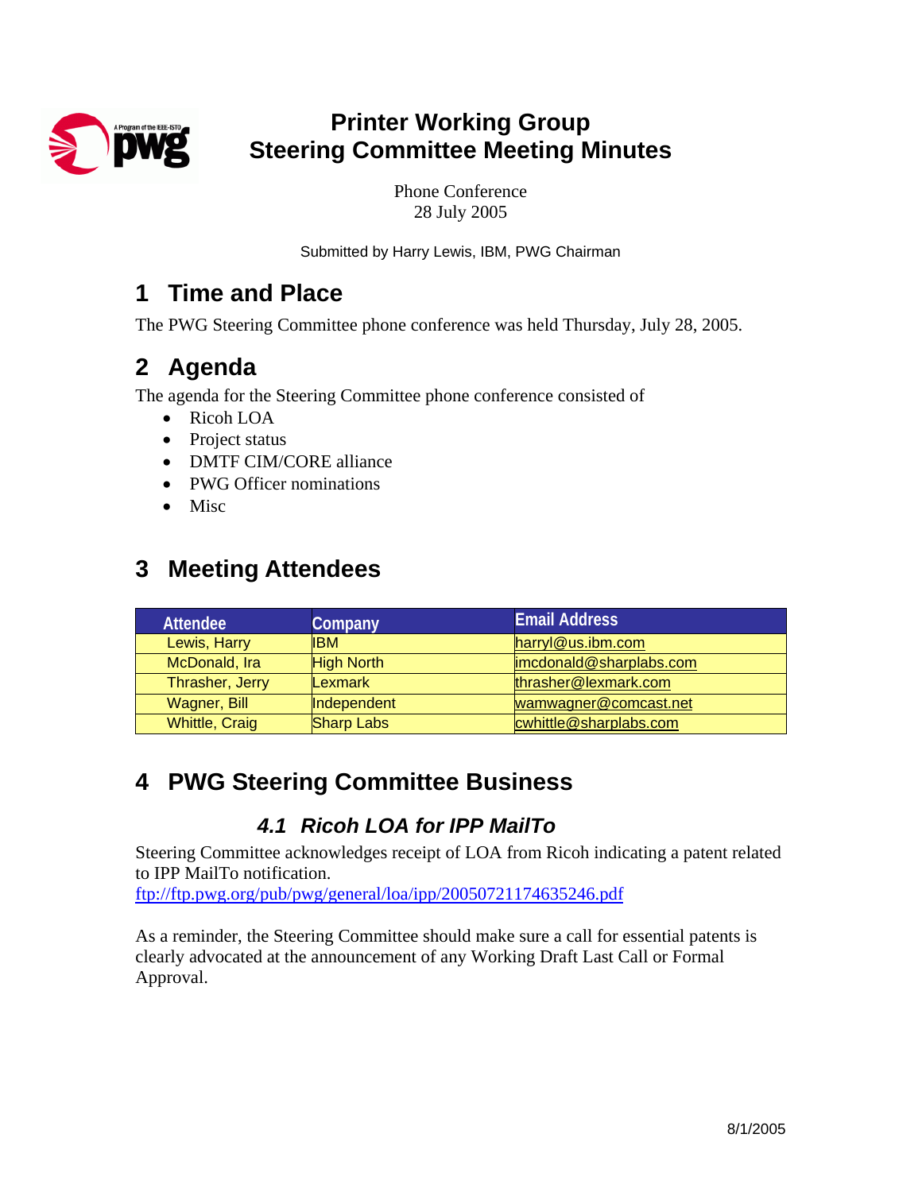# Printer Working Group
# Steering Committee Meeting Minutes

Phone Conference
28 July 2005

Submitted by Harry Lewis, IBM, PWG Chairman

## 1 Time and Place

The PWG Steering Committee phone conference was held Thursday, July 28, 2005.

## 2 Agenda

The agenda for the Steering Committee phone conference consisted of

- Ricoh LOA
- Project status
- DMTF CIM/CORE alliance
- PWG Officer nominations
- Misc

## 3 Meeting Attendees

| Attendee | Company | Email Address |
|---|---|---|
| Lewis, Harry | IBM | harryl@us.ibm.com |
| McDonald, Ira | High North | imcdonald@sharplabs.com |
| Thrasher, Jerry | Lexmark | thrasher@lexmark.com |
| Wagner, Bill | Independent | wamwagner@comcast.net |
| Whittle, Craig | Sharp Labs | cwhittle@sharplabs.com |

## 4 PWG Steering Committee Business

### 4.1 Ricoh LOA for IPP MailTo

Steering Committee acknowledges receipt of LOA from Ricoh indicating a patent related to IPP MailTo notification.
ftp://ftp.pwg.org/pub/pwg/general/loa/ipp/20050721174635246.pdf

As a reminder, the Steering Committee should make sure a call for essential patents is clearly advocated at the announcement of any Working Draft Last Call or Formal Approval.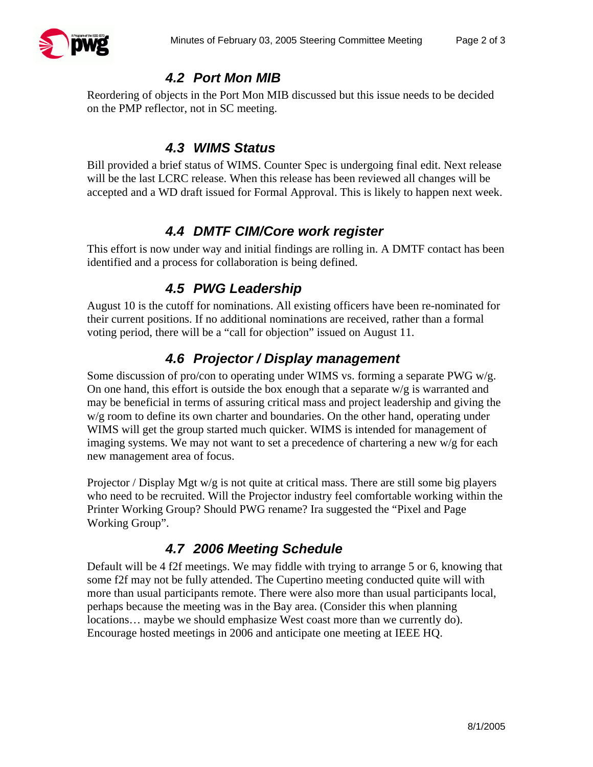## 4.2 Port Mon MIB

Reordering of objects in the Port Mon MIB discussed but this issue needs to be decided on the PMP reflector, not in SC meeting.

## 4.3 WIMS Status

Bill provided a brief status of WIMS. Counter Spec is undergoing final edit. Next release will be the last LCRC release. When this release has been reviewed all changes will be accepted and a WD draft issued for Formal Approval. This is likely to happen next week.

## 4.4 DMTF CIM/Core work register

This effort is now under way and initial findings are rolling in. A DMTF contact has been identified and a process for collaboration is being defined.

## 4.5 PWG Leadership

August 10 is the cutoff for nominations. All existing officers have been re-nominated for their current positions. If no additional nominations are received, rather than a formal voting period, there will be a "call for objection" issued on August 11.

## 4.6 Projector / Display management

Some discussion of pro/con to operating under WIMS vs. forming a separate PWG w/g. On one hand, this effort is outside the box enough that a separate w/g is warranted and may be beneficial in terms of assuring critical mass and project leadership and giving the w/g room to define its own charter and boundaries. On the other hand, operating under WIMS will get the group started much quicker. WIMS is intended for management of imaging systems. We may not want to set a precedence of chartering a new w/g for each new management area of focus.

Projector / Display Mgt w/g is not quite at critical mass. There are still some big players who need to be recruited. Will the Projector industry feel comfortable working within the Printer Working Group? Should PWG rename? Ira suggested the "Pixel and Page Working Group".

## 4.7 2006 Meeting Schedule

Default will be 4 f2f meetings. We may fiddle with trying to arrange 5 or 6, knowing that some f2f may not be fully attended. The Cupertino meeting conducted quite will with more than usual participants remote. There were also more than usual participants local, perhaps because the meeting was in the Bay area. (Consider this when planning locations… maybe we should emphasize West coast more than we currently do). Encourage hosted meetings in 2006 and anticipate one meeting at IEEE HQ.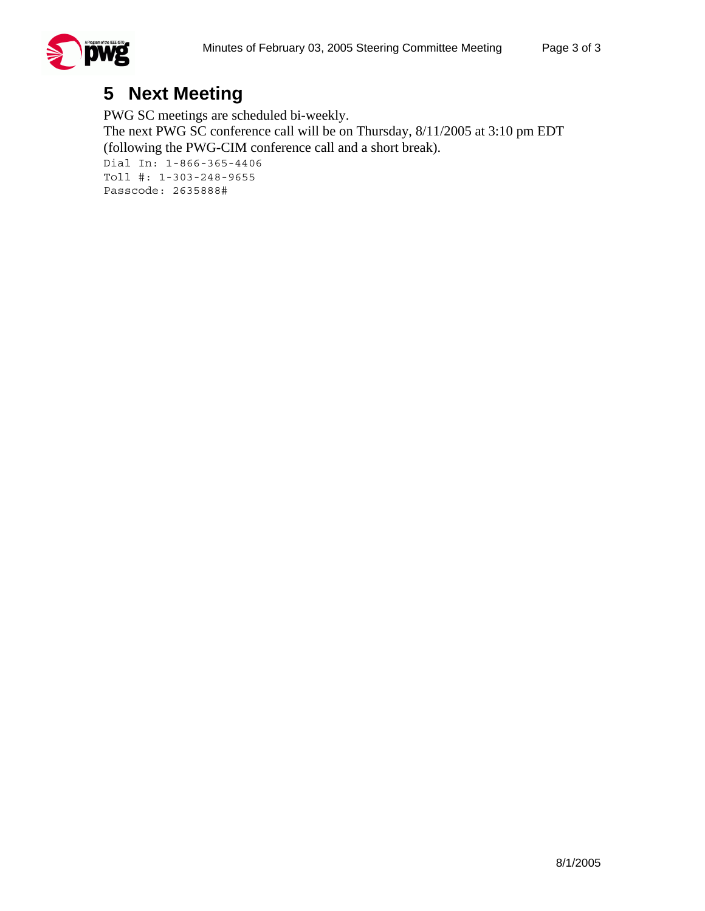# 5 Next Meeting

PWG SC meetings are scheduled bi-weekly.
The next PWG SC conference call will be on Thursday, 8/11/2005 at 3:10 pm EDT (following the PWG-CIM conference call and a short break).

```
Dial In: 1-866-365-4406
Toll #: 1-303-248-9655
Passcode: 2635888#
```